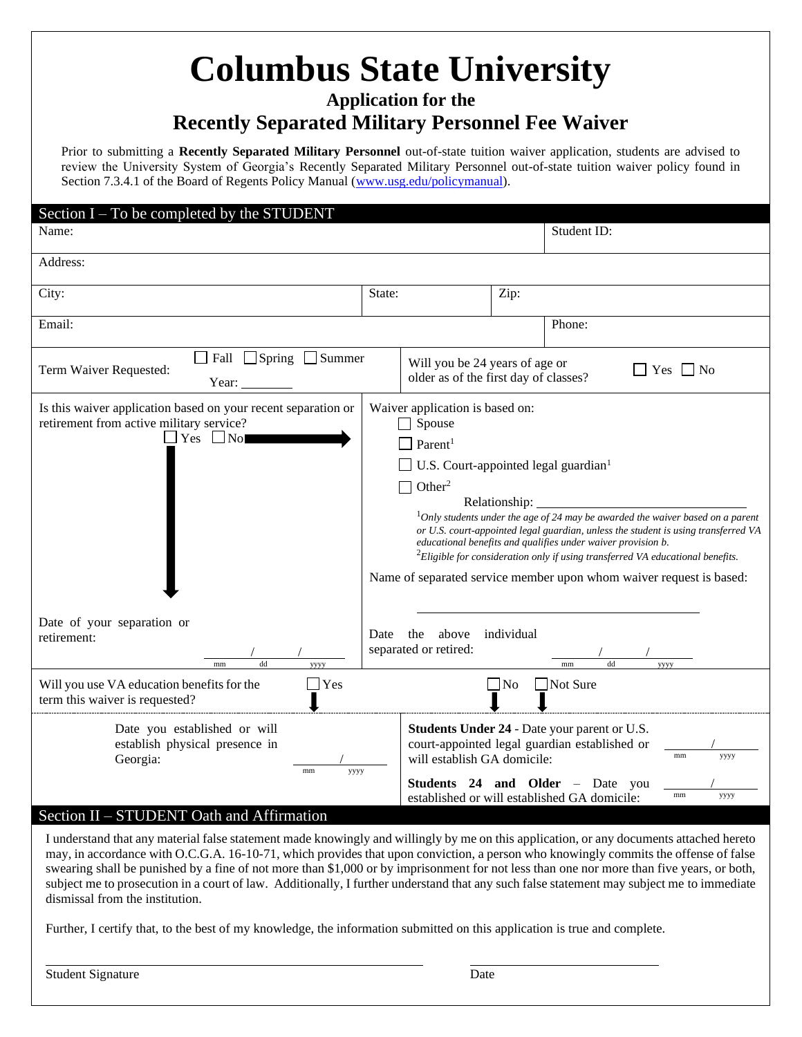# Columbus State University

## Application for the
## Recently Separated Military Personnel Fee Waiver

Prior to submitting a **Recently Separated Military Personnel** out-of-state tuition waiver application, students are advised to review the University System of Georgia's Recently Separated Military Personnel out-of-state tuition waiver policy found in Section 7.3.4.1 of the Board of Regents Policy Manual (www.usg.edu/policymanual).

## Section I – To be completed by the STUDENT

| Name: | | | Student ID: |
|---|---|---|---|
| Address: | | | |
| City: | State: | Zip: | |
| Email: | | | Phone: |

Term Waiver Requested: ☐ Fall ☐ Spring ☐ Summer Year: ________

Will you be 24 years of age or older as of the first day of classes? ☐ Yes ☐ No

Is this waiver application based on your recent separation or retirement from active military service? ☐ Yes ☐ No

Date of your separation or retirement: ____/____/______ (mm/dd/yyyy)

Waiver application is based on:

- ☐ Spouse
- ☐ Parent[1]
- ☐ U.S. Court-appointed legal guardian[1]
- ☐ Other[2]

Relationship: ______________________________

[1]*Only students under the age of 24 may be awarded the waiver based on a parent or U.S. court-appointed legal guardian, unless the student is using transferred VA educational benefits and qualifies under waiver provision b.*

[2]*Eligible for consideration only if using transferred VA educational benefits.*

Name of separated service member upon whom waiver request is based:

______________________________

Date the above individual separated or retired: ____/____/______ (mm/dd/yyyy)

Will you use VA education benefits for the term this waiver is requested? ☐ Yes ☐ No ☐ Not Sure

Date you established or will establish physical presence in Georgia: ____/______ (mm/yyyy)

**Students Under 24** - Date your parent or U.S. court-appointed legal guardian established or will establish GA domicile: ____/______ (mm/yyyy)

**Students 24 and Older** – Date you established or will established GA domicile: ____/______ (mm/yyyy)

## Section II – STUDENT Oath and Affirmation

I understand that any material false statement made knowingly and willingly by me on this application, or any documents attached hereto may, in accordance with O.C.G.A. 16-10-71, which provides that upon conviction, a person who knowingly commits the offense of false swearing shall be punished by a fine of not more than $1,000 or by imprisonment for not less than one nor more than five years, or both, subject me to prosecution in a court of law. Additionally, I further understand that any such false statement may subject me to immediate dismissal from the institution.

Further, I certify that, to the best of my knowledge, the information submitted on this application is true and complete.

______________________________ ______________________

Student Signature Date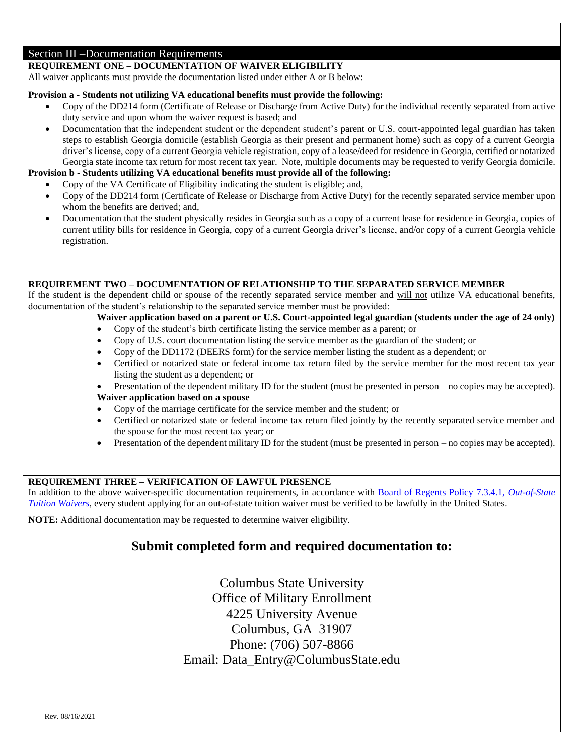## Section III –Documentation Requirements

**REQUIREMENT ONE – DOCUMENTATION OF WAIVER ELIGIBILITY**

All waiver applicants must provide the documentation listed under either A or B below:

**Provision a - Students not utilizing VA educational benefits must provide the following:**

- Copy of the DD214 form (Certificate of Release or Discharge from Active Duty) for the individual recently separated from active duty service and upon whom the waiver request is based; and
- Documentation that the independent student or the dependent student's parent or U.S. court-appointed legal guardian has taken steps to establish Georgia domicile (establish Georgia as their present and permanent home) such as copy of a current Georgia driver's license, copy of a current Georgia vehicle registration, copy of a lease/deed for residence in Georgia, certified or notarized Georgia state income tax return for most recent tax year. Note, multiple documents may be requested to verify Georgia domicile.

**Provision b - Students utilizing VA educational benefits must provide all of the following:**

- Copy of the VA Certificate of Eligibility indicating the student is eligible; and,
- Copy of the DD214 form (Certificate of Release or Discharge from Active Duty) for the recently separated service member upon whom the benefits are derived; and,
- Documentation that the student physically resides in Georgia such as a copy of a current lease for residence in Georgia, copies of current utility bills for residence in Georgia, copy of a current Georgia driver's license, and/or copy of a current Georgia vehicle registration.

**REQUIREMENT TWO – DOCUMENTATION OF RELATIONSHIP TO THE SEPARATED SERVICE MEMBER**

If the student is the dependent child or spouse of the recently separated service member and will not utilize VA educational benefits, documentation of the student's relationship to the separated service member must be provided:

**Waiver application based on a parent or U.S. Court-appointed legal guardian (students under the age of 24 only)**

- Copy of the student's birth certificate listing the service member as a parent; or
- Copy of U.S. court documentation listing the service member as the guardian of the student; or
- Copy of the DD1172 (DEERS form) for the service member listing the student as a dependent; or
- Certified or notarized state or federal income tax return filed by the service member for the most recent tax year listing the student as a dependent; or
- Presentation of the dependent military ID for the student (must be presented in person – no copies may be accepted).

**Waiver application based on a spouse**

- Copy of the marriage certificate for the service member and the student; or
- Certified or notarized state or federal income tax return filed jointly by the recently separated service member and the spouse for the most recent tax year; or
- Presentation of the dependent military ID for the student (must be presented in person – no copies may be accepted).

**REQUIREMENT THREE – VERIFICATION OF LAWFUL PRESENCE**

In addition to the above waiver-specific documentation requirements, in accordance with Board of Regents Policy 7.3.4.1, *Out-of-State Tuition Waivers*, every student applying for an out-of-state tuition waiver must be verified to be lawfully in the United States.

**NOTE:** Additional documentation may be requested to determine waiver eligibility.

## Submit completed form and required documentation to:

Columbus State University
Office of Military Enrollment
4225 University Avenue
Columbus, GA 31907
Phone: (706) 507-8866
Email: Data_Entry@ColumbusState.edu

Rev. 08/16/2021